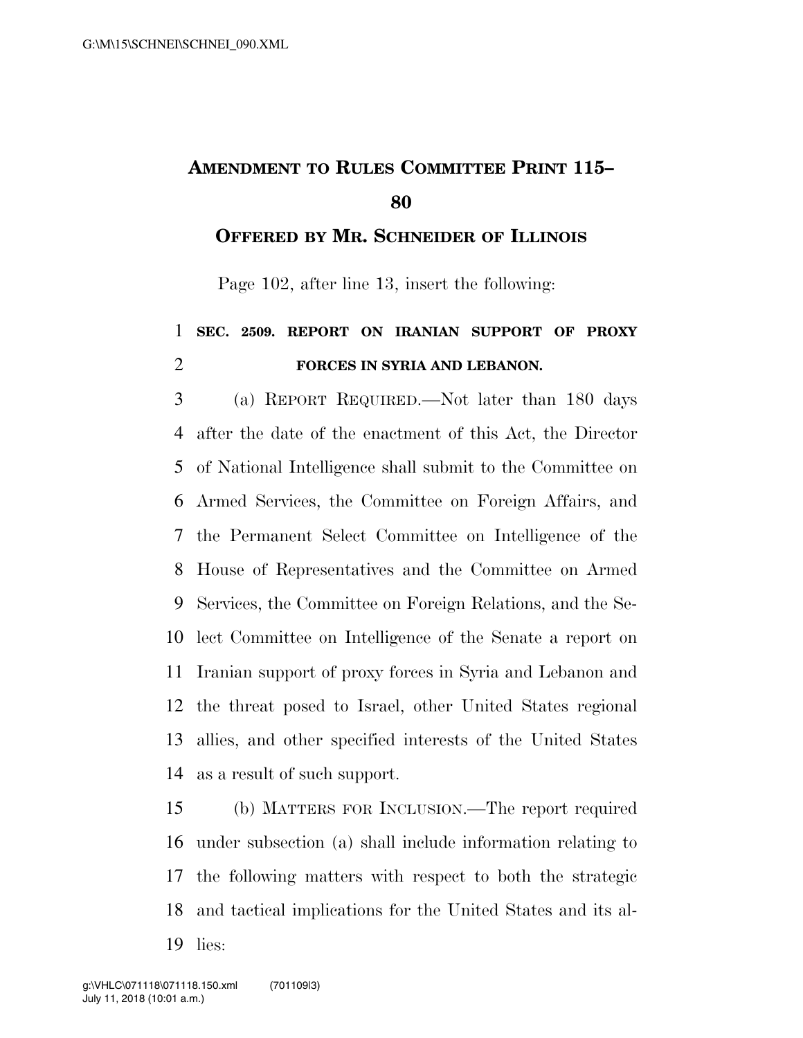# AMENDMENT TO RULES COMMITTEE PRINT 115–80

## OFFERED BY MR. SCHNEIDER OF ILLINOIS

Page 102, after line 13, insert the following:

**SEC. 2509. REPORT ON IRANIAN SUPPORT OF PROXY FORCES IN SYRIA AND LEBANON.**

(a) REPORT REQUIRED.—Not later than 180 days after the date of the enactment of this Act, the Director of National Intelligence shall submit to the Committee on Armed Services, the Committee on Foreign Affairs, and the Permanent Select Committee on Intelligence of the House of Representatives and the Committee on Armed Services, the Committee on Foreign Relations, and the Select Committee on Intelligence of the Senate a report on Iranian support of proxy forces in Syria and Lebanon and the threat posed to Israel, other United States regional allies, and other specified interests of the United States as a result of such support.

(b) MATTERS FOR INCLUSION.—The report required under subsection (a) shall include information relating to the following matters with respect to both the strategic and tactical implications for the United States and its allies: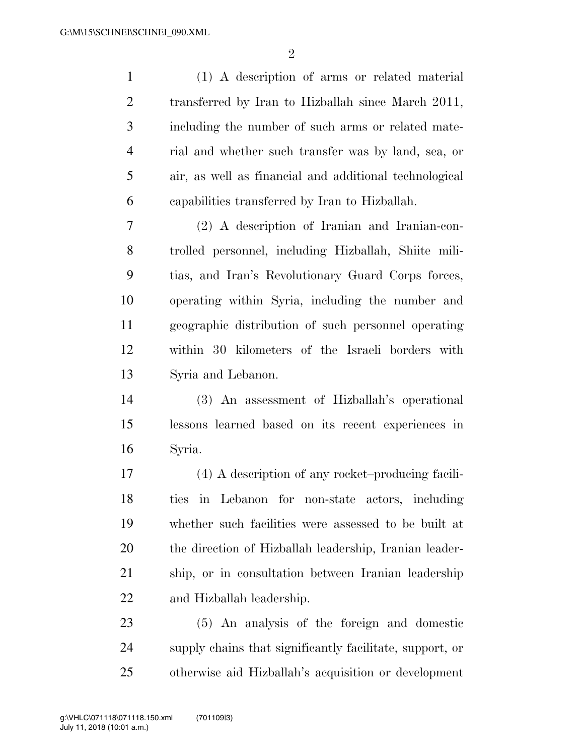(1) A description of arms or related material transferred by Iran to Hizballah since March 2011, including the number of such arms or related material and whether such transfer was by land, sea, or air, as well as financial and additional technological capabilities transferred by Iran to Hizballah.

(2) A description of Iranian and Iranian-controlled personnel, including Hizballah, Shiite militias, and Iran's Revolutionary Guard Corps forces, operating within Syria, including the number and geographic distribution of such personnel operating within 30 kilometers of the Israeli borders with Syria and Lebanon.

(3) An assessment of Hizballah's operational lessons learned based on its recent experiences in Syria.

(4) A description of any rocket–producing facilities in Lebanon for non-state actors, including whether such facilities were assessed to be built at the direction of Hizballah leadership, Iranian leadership, or in consultation between Iranian leadership and Hizballah leadership.

(5) An analysis of the foreign and domestic supply chains that significantly facilitate, support, or otherwise aid Hizballah's acquisition or development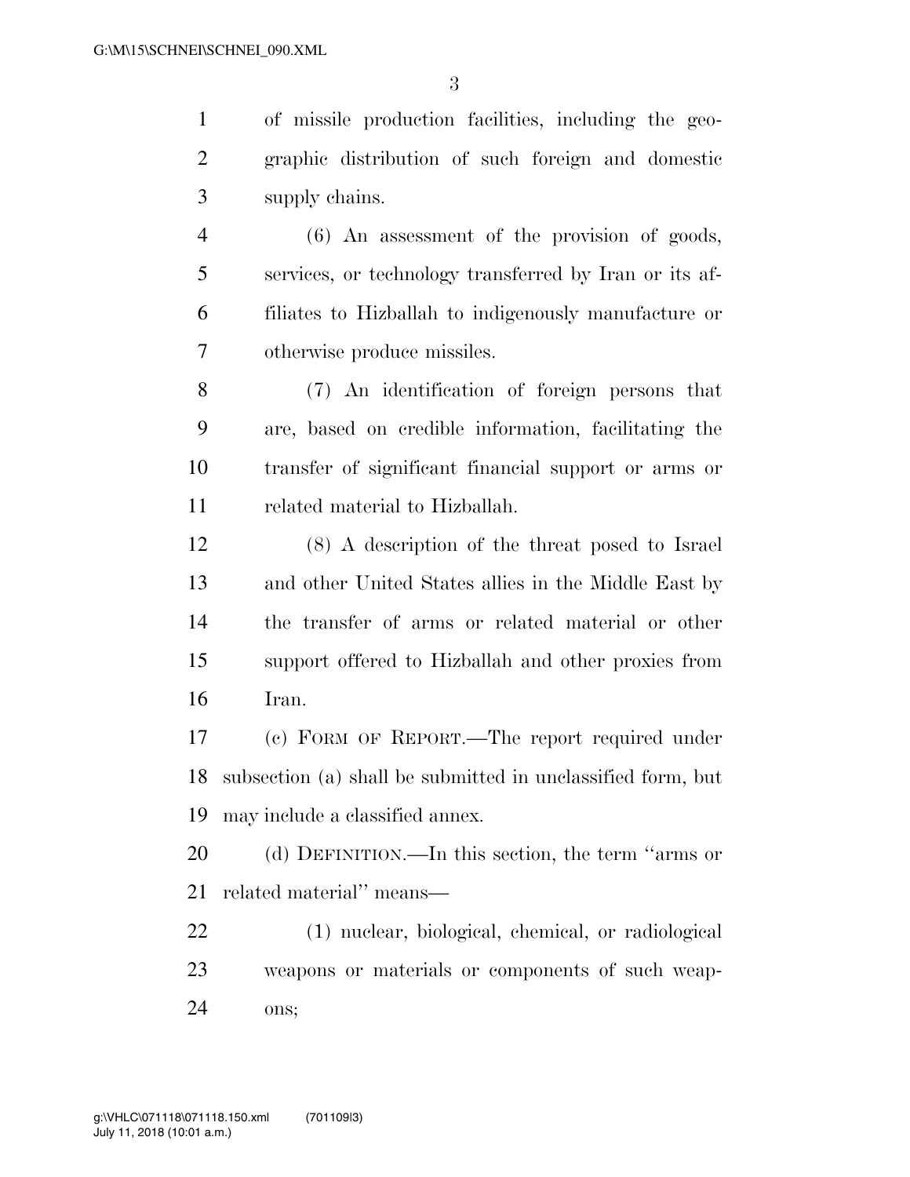of missile production facilities, including the geographic distribution of such foreign and domestic supply chains.

(6) An assessment of the provision of goods, services, or technology transferred by Iran or its affiliates to Hizballah to indigenously manufacture or otherwise produce missiles.

(7) An identification of foreign persons that are, based on credible information, facilitating the transfer of significant financial support or arms or related material to Hizballah.

(8) A description of the threat posed to Israel and other United States allies in the Middle East by the transfer of arms or related material or other support offered to Hizballah and other proxies from Iran.

(c) FORM OF REPORT.—The report required under subsection (a) shall be submitted in unclassified form, but may include a classified annex.

(d) DEFINITION.—In this section, the term ''arms or related material'' means—

(1) nuclear, biological, chemical, or radiological weapons or materials or components of such weapons;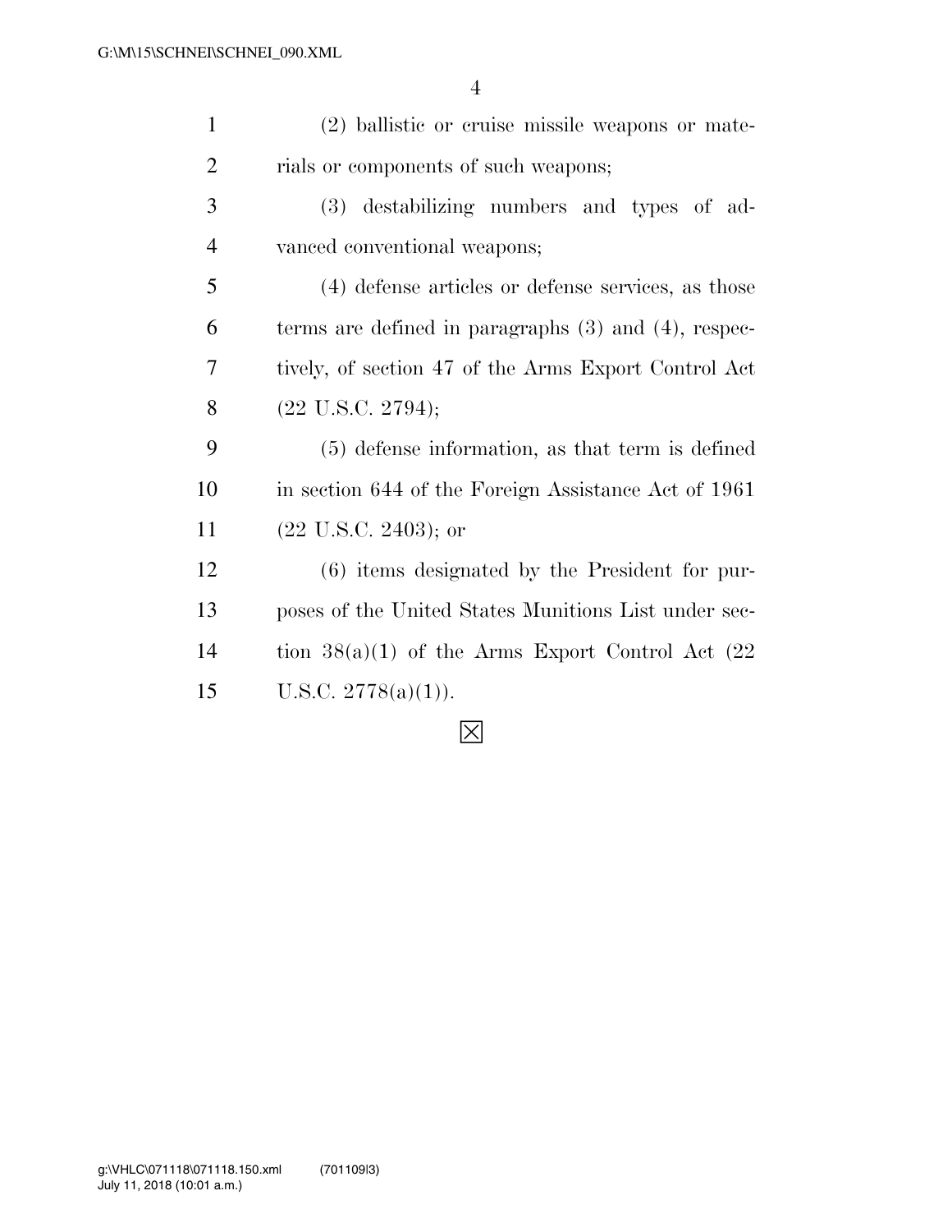(2) ballistic or cruise missile weapons or materials or components of such weapons;

(3) destabilizing numbers and types of advanced conventional weapons;

(4) defense articles or defense services, as those terms are defined in paragraphs (3) and (4), respectively, of section 47 of the Arms Export Control Act (22 U.S.C. 2794);

(5) defense information, as that term is defined in section 644 of the Foreign Assistance Act of 1961 (22 U.S.C. 2403); or

(6) items designated by the President for purposes of the United States Munitions List under section 38(a)(1) of the Arms Export Control Act (22 U.S.C. 2778(a)(1)).